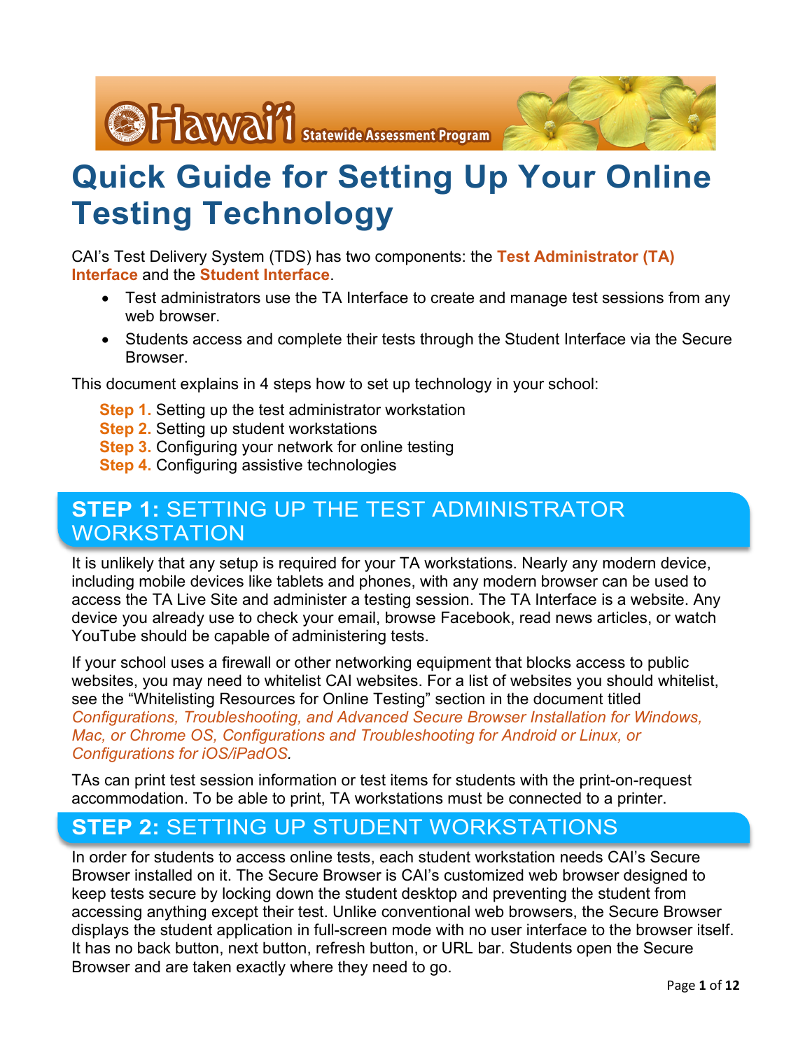# Quick Guide for Setting Up Your Online Testing Technology

CAI's Test Delivery System (TDS) has two components: the **Test Administrator (TA) Interface** and the **Student Interface**.

- Test administrators use the TA Interface to create and manage test sessions from any web browser.
- Students access and complete their tests through the Student Interface via the Secure Browser.

This document explains in 4 steps how to set up technology in your school:

**Step 1.** Setting up the test administrator workstation
**Step 2.** Setting up student workstations
**Step 3.** Configuring your network for online testing
**Step 4.** Configuring assistive technologies

## STEP 1: SETTING UP THE TEST ADMINISTRATOR WORKSTATION

It is unlikely that any setup is required for your TA workstations. Nearly any modern device, including mobile devices like tablets and phones, with any modern browser can be used to access the TA Live Site and administer a testing session. The TA Interface is a website. Any device you already use to check your email, browse Facebook, read news articles, or watch YouTube should be capable of administering tests.

If your school uses a firewall or other networking equipment that blocks access to public websites, you may need to whitelist CAI websites. For a list of websites you should whitelist, see the "Whitelisting Resources for Online Testing" section in the document titled *Configurations, Troubleshooting, and Advanced Secure Browser Installation for Windows, Mac, or Chrome OS, Configurations and Troubleshooting for Android or Linux, or Configurations for iOS/iPadOS*.

TAs can print test session information or test items for students with the print-on-request accommodation. To be able to print, TA workstations must be connected to a printer.

## STEP 2: SETTING UP STUDENT WORKSTATIONS

In order for students to access online tests, each student workstation needs CAI's Secure Browser installed on it. The Secure Browser is CAI's customized web browser designed to keep tests secure by locking down the student desktop and preventing the student from accessing anything except their test. Unlike conventional web browsers, the Secure Browser displays the student application in full-screen mode with no user interface to the browser itself. It has no back button, next button, refresh button, or URL bar. Students open the Secure Browser and are taken exactly where they need to go.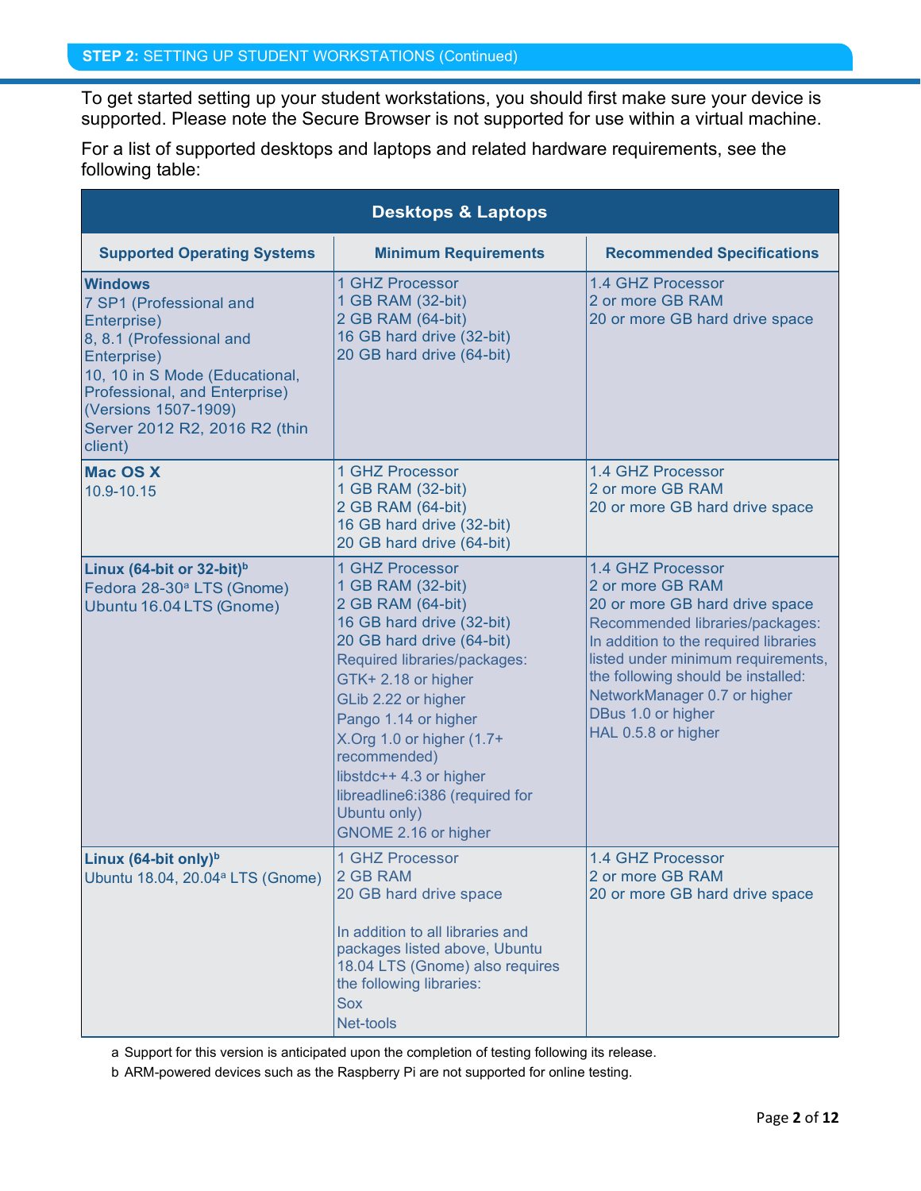**STEP 2:** SETTING UP STUDENT WORKSTATIONS (Continued)

To get started setting up your student workstations, you should first make sure your device is supported. Please note the Secure Browser is not supported for use within a virtual machine.

For a list of supported desktops and laptops and related hardware requirements, see the following table:

| Desktops & Laptops | | |
|---|---|---|
| **Supported Operating Systems** | **Minimum Requirements** | **Recommended Specifications** |
| **Windows**<br>7 SP1 (Professional and Enterprise)<br>8, 8.1 (Professional and Enterprise)<br>10, 10 in S Mode (Educational, Professional, and Enterprise) (Versions 1507-1909)<br>Server 2012 R2, 2016 R2 (thin client) | 1 GHZ Processor<br>1 GB RAM (32-bit)<br>2 GB RAM (64-bit)<br>16 GB hard drive (32-bit)<br>20 GB hard drive (64-bit) | 1.4 GHZ Processor<br>2 or more GB RAM<br>20 or more GB hard drive space |
| **Mac OS X**<br>10.9-10.15 | 1 GHZ Processor<br>1 GB RAM (32-bit)<br>2 GB RAM (64-bit)<br>16 GB hard drive (32-bit)<br>20 GB hard drive (64-bit) | 1.4 GHZ Processor<br>2 or more GB RAM<br>20 or more GB hard drive space |
| **Linux (64-bit or 32-bit)**[b]<br>Fedora 28-30[a] LTS (Gnome)<br>Ubuntu 16.04 LTS (Gnome) | 1 GHZ Processor<br>1 GB RAM (32-bit)<br>2 GB RAM (64-bit)<br>16 GB hard drive (32-bit)<br>20 GB hard drive (64-bit)<br>Required libraries/packages:<br>GTK+ 2.18 or higher<br>GLib 2.22 or higher<br>Pango 1.14 or higher<br>X.Org 1.0 or higher (1.7+ recommended)<br>libstdc++ 4.3 or higher<br>libreadline6:i386 (required for Ubuntu only)<br>GNOME 2.16 or higher | 1.4 GHZ Processor<br>2 or more GB RAM<br>20 or more GB hard drive space<br>Recommended libraries/packages:<br>In addition to the required libraries listed under minimum requirements, the following should be installed:<br>NetworkManager 0.7 or higher<br>DBus 1.0 or higher<br>HAL 0.5.8 or higher |
| **Linux (64-bit only)**[b]<br>Ubuntu 18.04, 20.04[a] LTS (Gnome) | 1 GHZ Processor<br>2 GB RAM<br>20 GB hard drive space<br><br>In addition to all libraries and packages listed above, Ubuntu 18.04 LTS (Gnome) also requires the following libraries:<br>Sox<br>Net-tools | 1.4 GHZ Processor<br>2 or more GB RAM<br>20 or more GB hard drive space |

a Support for this version is anticipated upon the completion of testing following its release.

b ARM-powered devices such as the Raspberry Pi are not supported for online testing.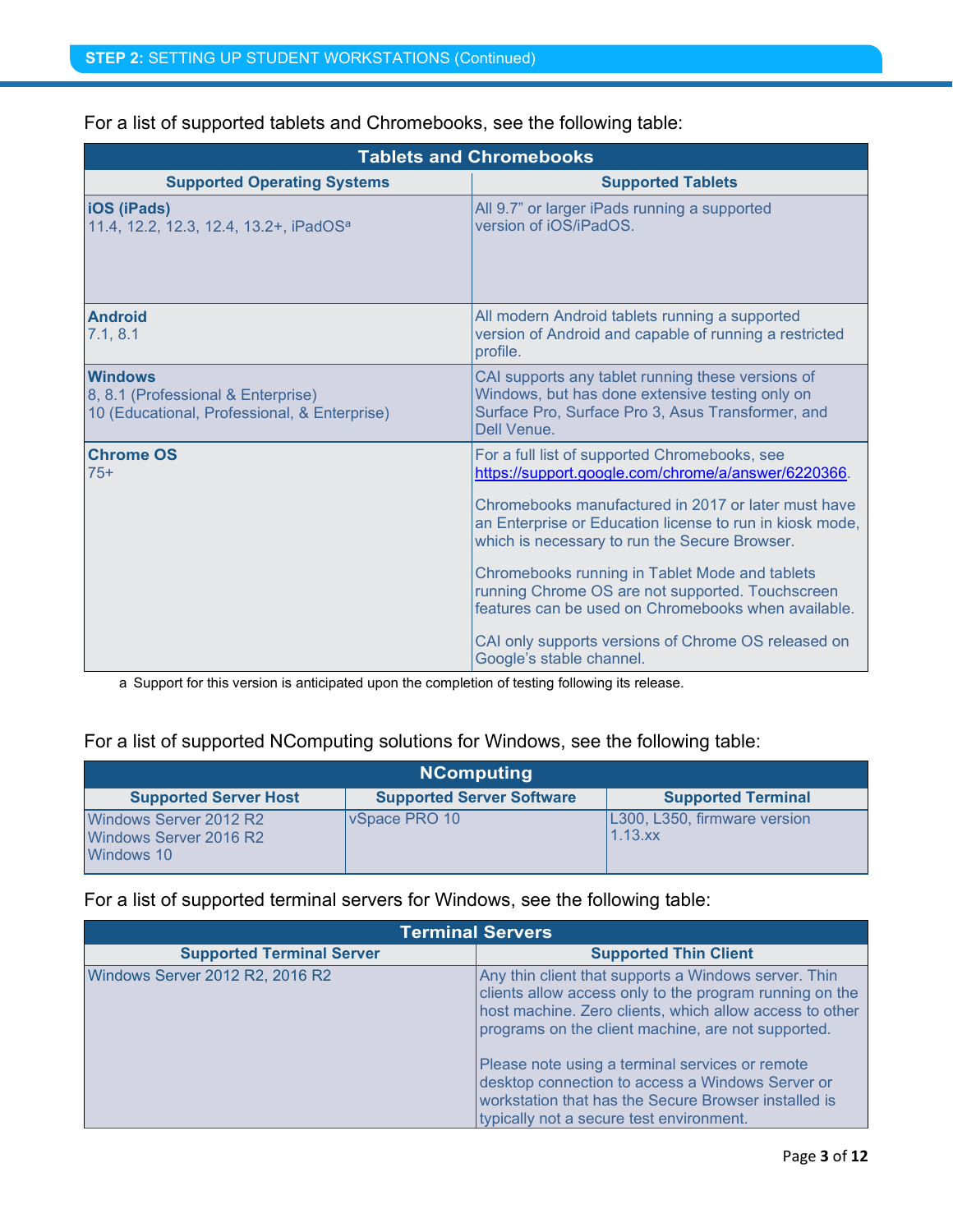## STEP 2: SETTING UP STUDENT WORKSTATIONS (Continued)

For a list of supported tablets and Chromebooks, see the following table:

| Tablets and Chromebooks | |
|---|---|
| **Supported Operating Systems** | **Supported Tablets** |
| **iOS (iPads)**<br>11.4, 12.2, 12.3, 12.4, 13.2+, iPadOS[a] | All 9.7" or larger iPads running a supported version of iOS/iPadOS. |
| **Android**<br>7.1, 8.1 | All modern Android tablets running a supported version of Android and capable of running a restricted profile. |
| **Windows**<br>8, 8.1 (Professional & Enterprise)<br>10 (Educational, Professional, & Enterprise) | CAI supports any tablet running these versions of Windows, but has done extensive testing only on Surface Pro, Surface Pro 3, Asus Transformer, and Dell Venue. |
| **Chrome OS**<br>75+ | For a full list of supported Chromebooks, see https://support.google.com/chrome/a/answer/6220366.<br><br>Chromebooks manufactured in 2017 or later must have an Enterprise or Education license to run in kiosk mode, which is necessary to run the Secure Browser.<br><br>Chromebooks running in Tablet Mode and tablets running Chrome OS are not supported. Touchscreen features can be used on Chromebooks when available.<br><br>CAI only supports versions of Chrome OS released on Google's stable channel. |

a Support for this version is anticipated upon the completion of testing following its release.

For a list of supported NComputing solutions for Windows, see the following table:

| NComputing | | |
|---|---|---|
| **Supported Server Host** | **Supported Server Software** | **Supported Terminal** |
| Windows Server 2012 R2<br>Windows Server 2016 R2<br>Windows 10 | vSpace PRO 10 | L300, L350, firmware version 1.13.xx |

For a list of supported terminal servers for Windows, see the following table:

| Terminal Servers | |
|---|---|
| **Supported Terminal Server** | **Supported Thin Client** |
| Windows Server 2012 R2, 2016 R2 | Any thin client that supports a Windows server. Thin clients allow access only to the program running on the host machine. Zero clients, which allow access to other programs on the client machine, are not supported.<br><br>Please note using a terminal services or remote desktop connection to access a Windows Server or workstation that has the Secure Browser installed is typically not a secure test environment. |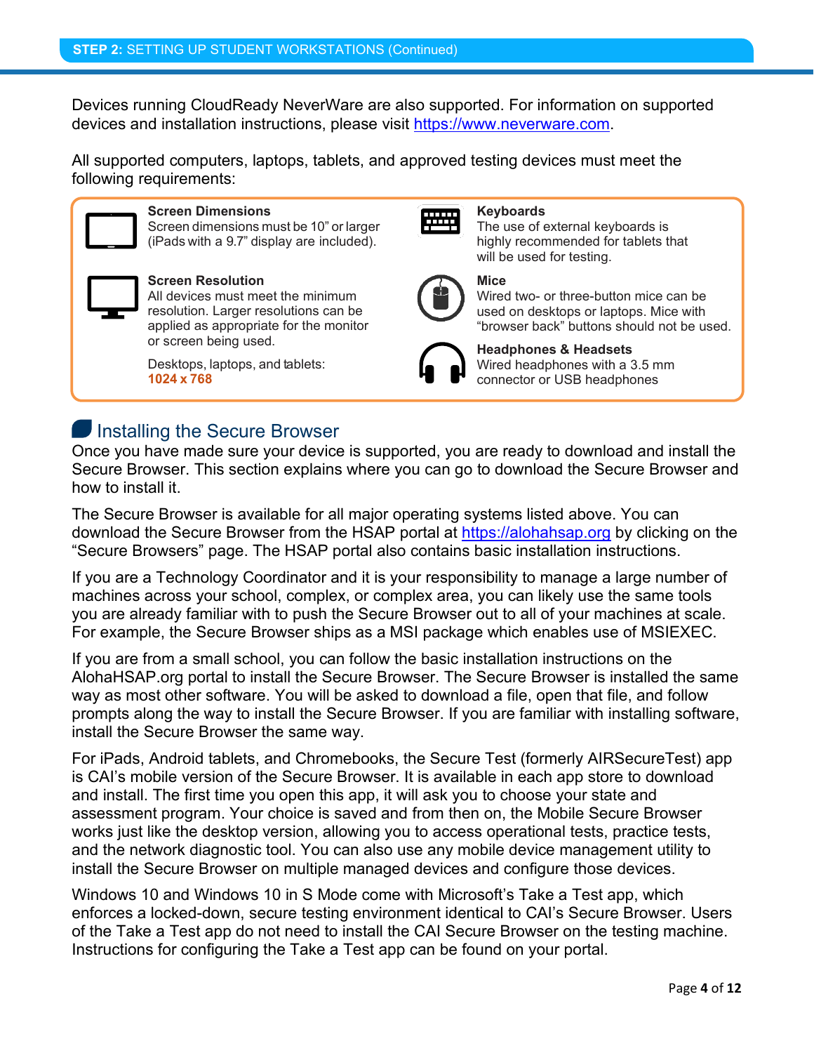**STEP 2:** SETTING UP STUDENT WORKSTATIONS (Continued)

Devices running CloudReady NeverWare are also supported. For information on supported devices and installation instructions, please visit https://www.neverware.com.

All supported computers, laptops, tablets, and approved testing devices must meet the following requirements:

**Screen Dimensions**
Screen dimensions must be 10" or larger (iPads with a 9.7" display are included).

**Screen Resolution**
All devices must meet the minimum resolution. Larger resolutions can be applied as appropriate for the monitor or screen being used.

Desktops, laptops, and tablets:
**1024 x 768**

**Keyboards**
The use of external keyboards is highly recommended for tablets that will be used for testing.

**Mice**
Wired two- or three-button mice can be used on desktops or laptops. Mice with "browser back" buttons should not be used.

**Headphones & Headsets**
Wired headphones with a 3.5 mm connector or USB headphones

## Installing the Secure Browser

Once you have made sure your device is supported, you are ready to download and install the Secure Browser. This section explains where you can go to download the Secure Browser and how to install it.

The Secure Browser is available for all major operating systems listed above. You can download the Secure Browser from the HSAP portal at https://alohahsap.org by clicking on the "Secure Browsers" page. The HSAP portal also contains basic installation instructions.

If you are a Technology Coordinator and it is your responsibility to manage a large number of machines across your school, complex, or complex area, you can likely use the same tools you are already familiar with to push the Secure Browser out to all of your machines at scale. For example, the Secure Browser ships as a MSI package which enables use of MSIEXEC.

If you are from a small school, you can follow the basic installation instructions on the AlohaHSAP.org portal to install the Secure Browser. The Secure Browser is installed the same way as most other software. You will be asked to download a file, open that file, and follow prompts along the way to install the Secure Browser. If you are familiar with installing software, install the Secure Browser the same way.

For iPads, Android tablets, and Chromebooks, the Secure Test (formerly AIRSecureTest) app is CAI's mobile version of the Secure Browser. It is available in each app store to download and install. The first time you open this app, it will ask you to choose your state and assessment program. Your choice is saved and from then on, the Mobile Secure Browser works just like the desktop version, allowing you to access operational tests, practice tests, and the network diagnostic tool. You can also use any mobile device management utility to install the Secure Browser on multiple managed devices and configure those devices.

Windows 10 and Windows 10 in S Mode come with Microsoft's Take a Test app, which enforces a locked-down, secure testing environment identical to CAI's Secure Browser. Users of the Take a Test app do not need to install the CAI Secure Browser on the testing machine. Instructions for configuring the Take a Test app can be found on your portal.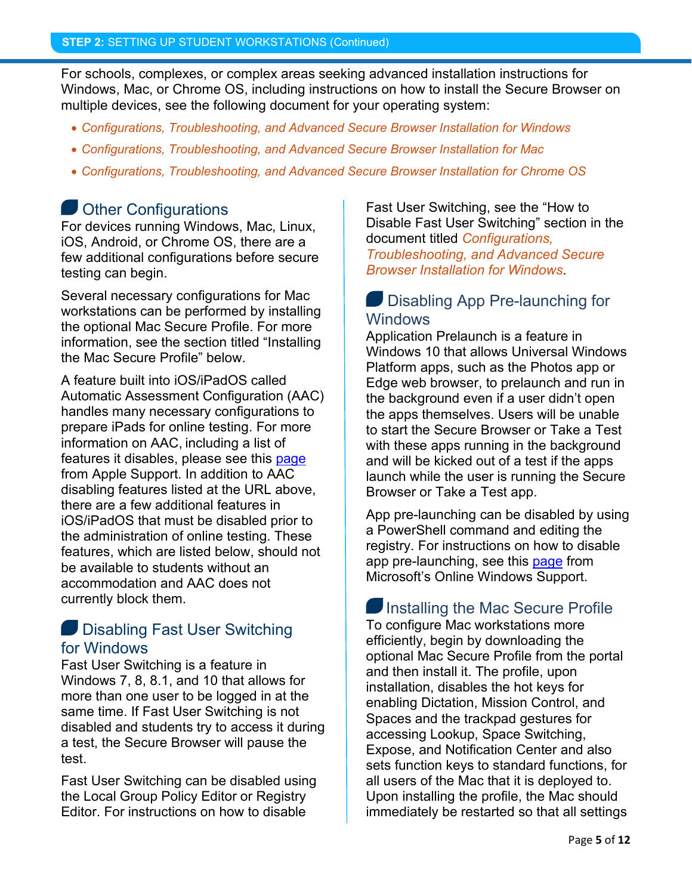For schools, complexes, or complex areas seeking advanced installation instructions for Windows, Mac, or Chrome OS, including instructions on how to install the Secure Browser on multiple devices, see the following document for your operating system:

- *Configurations, Troubleshooting, and Advanced Secure Browser Installation for Windows*
- *Configurations, Troubleshooting, and Advanced Secure Browser Installation for Mac*
- *Configurations, Troubleshooting, and Advanced Secure Browser Installation for Chrome OS*

## Other Configurations

For devices running Windows, Mac, Linux, iOS, Android, or Chrome OS, there are a few additional configurations before secure testing can begin.

Several necessary configurations for Mac workstations can be performed by installing the optional Mac Secure Profile. For more information, see the section titled "Installing the Mac Secure Profile" below.

A feature built into iOS/iPadOS called Automatic Assessment Configuration (AAC) handles many necessary configurations to prepare iPads for online testing. For more information on AAC, including a list of features it disables, please see this page from Apple Support. In addition to AAC disabling features listed at the URL above, there are a few additional features in iOS/iPadOS that must be disabled prior to the administration of online testing. These features, which are listed below, should not be available to students without an accommodation and AAC does not currently block them.

## Disabling Fast User Switching for Windows

Fast User Switching is a feature in Windows 7, 8, 8.1, and 10 that allows for more than one user to be logged in at the same time. If Fast User Switching is not disabled and students try to access it during a test, the Secure Browser will pause the test.

Fast User Switching can be disabled using the Local Group Policy Editor or Registry Editor. For instructions on how to disable Fast User Switching, see the "How to Disable Fast User Switching" section in the document titled *Configurations, Troubleshooting, and Advanced Secure Browser Installation for Windows*.

## Disabling App Pre-launching for Windows

Application Prelaunch is a feature in Windows 10 that allows Universal Windows Platform apps, such as the Photos app or Edge web browser, to prelaunch and run in the background even if a user didn't open the apps themselves. Users will be unable to start the Secure Browser or Take a Test with these apps running in the background and will be kicked out of a test if the apps launch while the user is running the Secure Browser or Take a Test app.

App pre-launching can be disabled by using a PowerShell command and editing the registry. For instructions on how to disable app pre-launching, see this page from Microsoft's Online Windows Support.

## Installing the Mac Secure Profile

To configure Mac workstations more efficiently, begin by downloading the optional Mac Secure Profile from the portal and then install it. The profile, upon installation, disables the hot keys for enabling Dictation, Mission Control, and Spaces and the trackpad gestures for accessing Lookup, Space Switching, Expose, and Notification Center and also sets function keys to standard functions, for all users of the Mac that it is deployed to. Upon installing the profile, the Mac should immediately be restarted so that all settings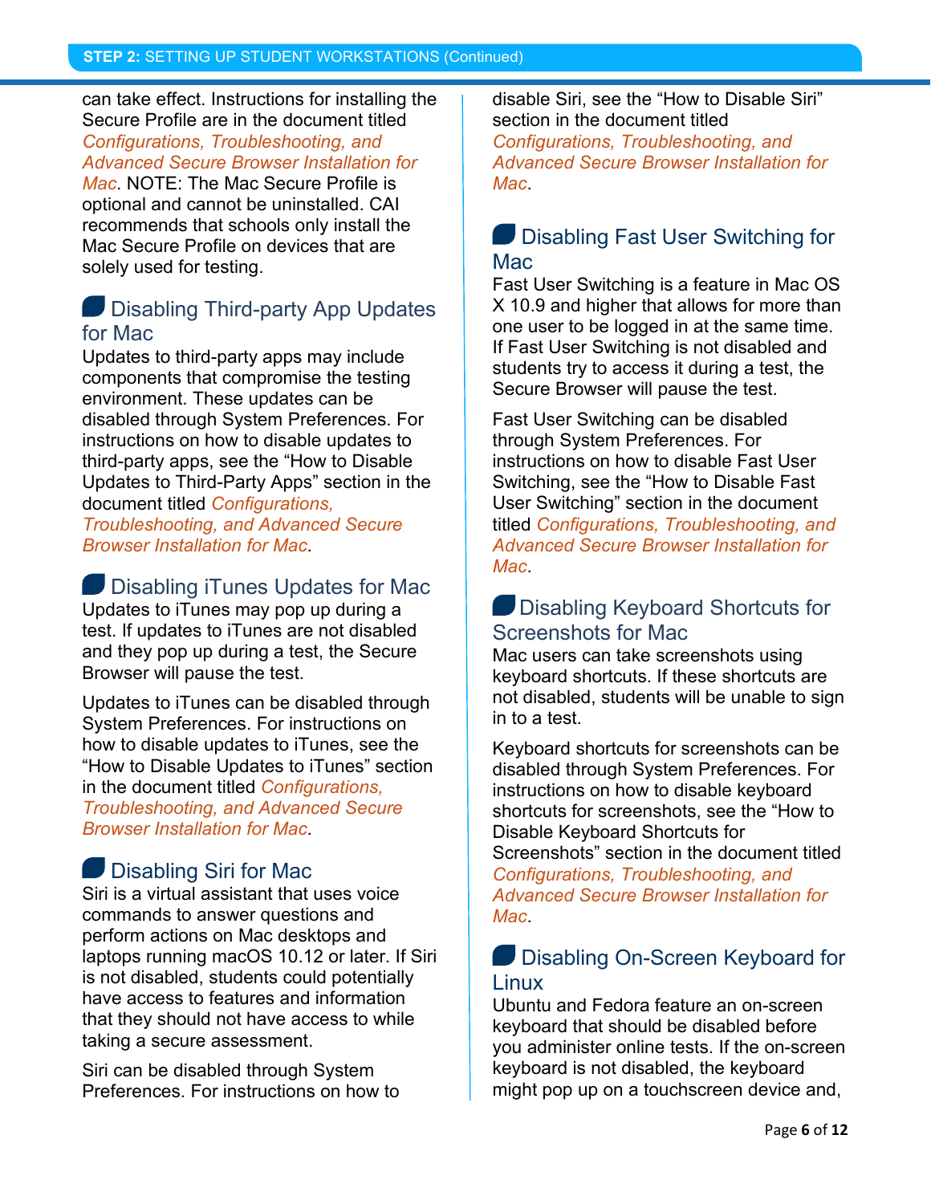can take effect. Instructions for installing the Secure Profile are in the document titled *Configurations, Troubleshooting, and Advanced Secure Browser Installation for Mac*. NOTE: The Mac Secure Profile is optional and cannot be uninstalled. CAI recommends that schools only install the Mac Secure Profile on devices that are solely used for testing.

### Disabling Third-party App Updates for Mac

Updates to third-party apps may include components that compromise the testing environment. These updates can be disabled through System Preferences. For instructions on how to disable updates to third-party apps, see the "How to Disable Updates to Third-Party Apps" section in the document titled *Configurations, Troubleshooting, and Advanced Secure Browser Installation for Mac*.

### Disabling iTunes Updates for Mac

Updates to iTunes may pop up during a test. If updates to iTunes are not disabled and they pop up during a test, the Secure Browser will pause the test.

Updates to iTunes can be disabled through System Preferences. For instructions on how to disable updates to iTunes, see the "How to Disable Updates to iTunes" section in the document titled *Configurations, Troubleshooting, and Advanced Secure Browser Installation for Mac*.

### Disabling Siri for Mac

Siri is a virtual assistant that uses voice commands to answer questions and perform actions on Mac desktops and laptops running macOS 10.12 or later. If Siri is not disabled, students could potentially have access to features and information that they should not have access to while taking a secure assessment.

Siri can be disabled through System Preferences. For instructions on how to disable Siri, see the "How to Disable Siri" section in the document titled *Configurations, Troubleshooting, and Advanced Secure Browser Installation for Mac*.

### Disabling Fast User Switching for Mac

Fast User Switching is a feature in Mac OS X 10.9 and higher that allows for more than one user to be logged in at the same time. If Fast User Switching is not disabled and students try to access it during a test, the Secure Browser will pause the test.

Fast User Switching can be disabled through System Preferences. For instructions on how to disable Fast User Switching, see the "How to Disable Fast User Switching" section in the document titled *Configurations, Troubleshooting, and Advanced Secure Browser Installation for Mac*.

### Disabling Keyboard Shortcuts for Screenshots for Mac

Mac users can take screenshots using keyboard shortcuts. If these shortcuts are not disabled, students will be unable to sign in to a test.

Keyboard shortcuts for screenshots can be disabled through System Preferences. For instructions on how to disable keyboard shortcuts for screenshots, see the "How to Disable Keyboard Shortcuts for Screenshots" section in the document titled *Configurations, Troubleshooting, and Advanced Secure Browser Installation for Mac*.

### Disabling On-Screen Keyboard for Linux

Ubuntu and Fedora feature an on-screen keyboard that should be disabled before you administer online tests. If the on-screen keyboard is not disabled, the keyboard might pop up on a touchscreen device and,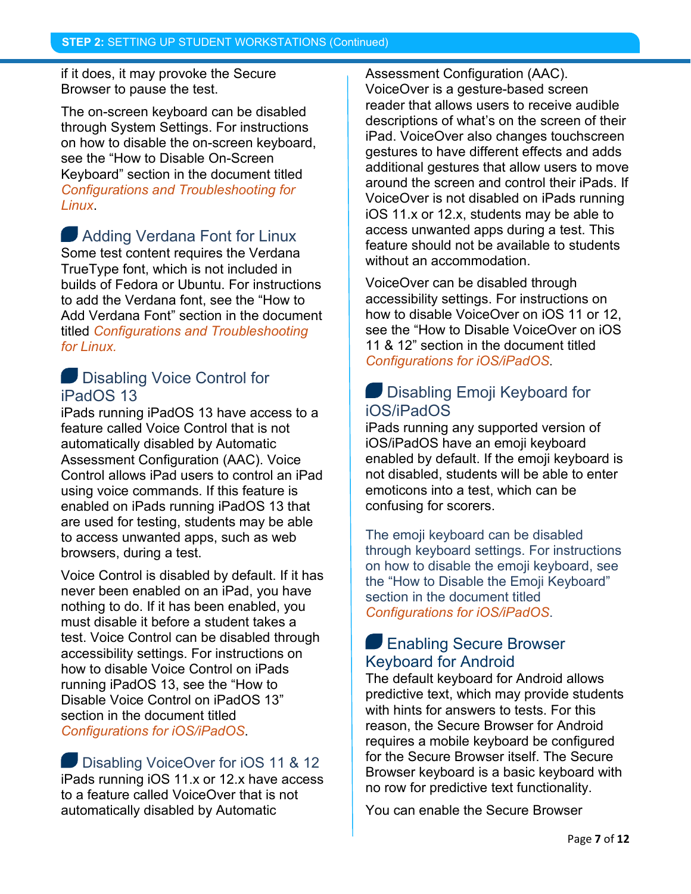if it does, it may provoke the Secure Browser to pause the test.

The on-screen keyboard can be disabled through System Settings. For instructions on how to disable the on-screen keyboard, see the "How to Disable On-Screen Keyboard" section in the document titled *Configurations and Troubleshooting for Linux*.

### Adding Verdana Font for Linux

Some test content requires the Verdana TrueType font, which is not included in builds of Fedora or Ubuntu. For instructions to add the Verdana font, see the "How to Add Verdana Font" section in the document titled *Configurations and Troubleshooting for Linux.*

### Disabling Voice Control for iPadOS 13

iPads running iPadOS 13 have access to a feature called Voice Control that is not automatically disabled by Automatic Assessment Configuration (AAC). Voice Control allows iPad users to control an iPad using voice commands. If this feature is enabled on iPads running iPadOS 13 that are used for testing, students may be able to access unwanted apps, such as web browsers, during a test.

Voice Control is disabled by default. If it has never been enabled on an iPad, you have nothing to do. If it has been enabled, you must disable it before a student takes a test. Voice Control can be disabled through accessibility settings. For instructions on how to disable Voice Control on iPads running iPadOS 13, see the "How to Disable Voice Control on iPadOS 13" section in the document titled *Configurations for iOS/iPadOS*.

### Disabling VoiceOver for iOS 11 & 12

iPads running iOS 11.x or 12.x have access to a feature called VoiceOver that is not automatically disabled by Automatic Assessment Configuration (AAC). VoiceOver is a gesture-based screen reader that allows users to receive audible descriptions of what's on the screen of their iPad. VoiceOver also changes touchscreen gestures to have different effects and adds additional gestures that allow users to move around the screen and control their iPads. If VoiceOver is not disabled on iPads running iOS 11.x or 12.x, students may be able to access unwanted apps during a test. This feature should not be available to students without an accommodation.

VoiceOver can be disabled through accessibility settings. For instructions on how to disable VoiceOver on iOS 11 or 12, see the "How to Disable VoiceOver on iOS 11 & 12" section in the document titled *Configurations for iOS/iPadOS*.

### Disabling Emoji Keyboard for iOS/iPadOS

iPads running any supported version of iOS/iPadOS have an emoji keyboard enabled by default. If the emoji keyboard is not disabled, students will be able to enter emoticons into a test, which can be confusing for scorers.

The emoji keyboard can be disabled through keyboard settings. For instructions on how to disable the emoji keyboard, see the "How to Disable the Emoji Keyboard" section in the document titled *Configurations for iOS/iPadOS*.

### Enabling Secure Browser Keyboard for Android

The default keyboard for Android allows predictive text, which may provide students with hints for answers to tests. For this reason, the Secure Browser for Android requires a mobile keyboard be configured for the Secure Browser itself. The Secure Browser keyboard is a basic keyboard with no row for predictive text functionality.

You can enable the Secure Browser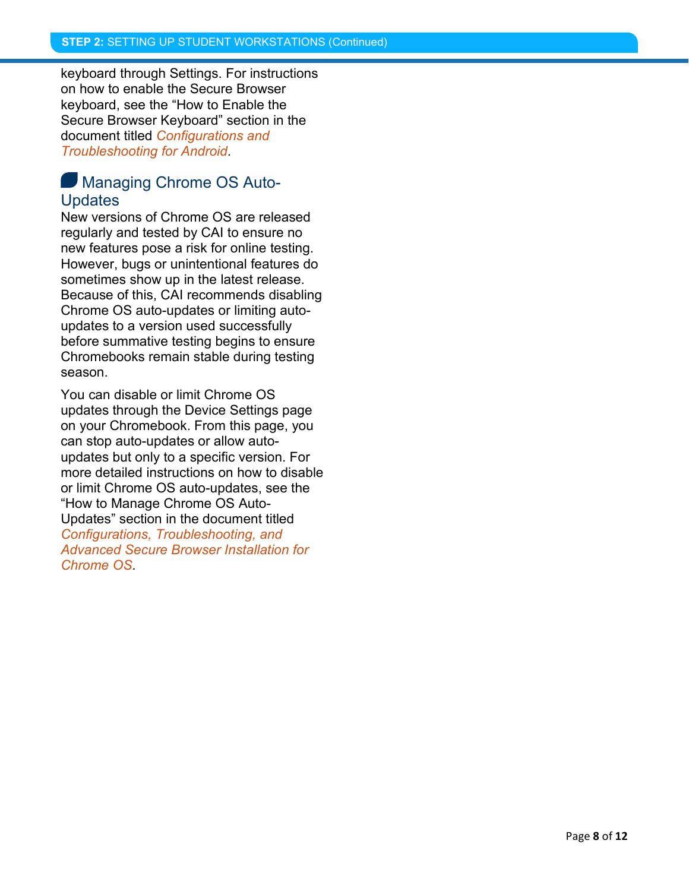keyboard through Settings. For instructions on how to enable the Secure Browser keyboard, see the "How to Enable the Secure Browser Keyboard" section in the document titled *Configurations and Troubleshooting for Android*.

## Managing Chrome OS Auto-Updates

New versions of Chrome OS are released regularly and tested by CAI to ensure no new features pose a risk for online testing. However, bugs or unintentional features do sometimes show up in the latest release. Because of this, CAI recommends disabling Chrome OS auto-updates or limiting auto-updates to a version used successfully before summative testing begins to ensure Chromebooks remain stable during testing season.

You can disable or limit Chrome OS updates through the Device Settings page on your Chromebook. From this page, you can stop auto-updates or allow auto-updates but only to a specific version. For more detailed instructions on how to disable or limit Chrome OS auto-updates, see the "How to Manage Chrome OS Auto-Updates" section in the document titled *Configurations, Troubleshooting, and Advanced Secure Browser Installation for Chrome OS*.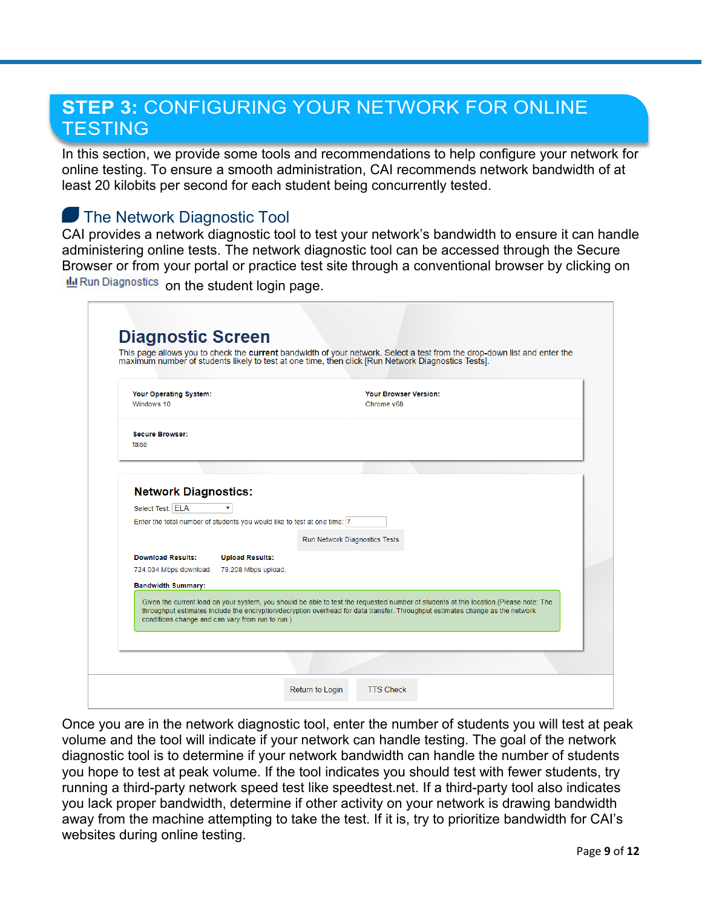## STEP 3: CONFIGURING YOUR NETWORK FOR ONLINE TESTING

In this section, we provide some tools and recommendations to help configure your network for online testing. To ensure a smooth administration, CAI recommends network bandwidth of at least 20 kilobits per second for each student being concurrently tested.

### The Network Diagnostic Tool

CAI provides a network diagnostic tool to test your network's bandwidth to ensure it can handle administering online tests. The network diagnostic tool can be accessed through the Secure Browser or from your portal or practice test site through a conventional browser by clicking on Run Diagnostics on the student login page.

**Diagnostic Screen**

This page allows you to check the **current** bandwidth of your network. Select a test from the drop-down list and enter the maximum number of students likely to test at one time, then click [Run Network Diagnostics Tests].

**Your Operating System:** Windows 10
**Your Browser Version:** Chrome v68
**Secure Browser:** false

**Network Diagnostics:**

Select Test: ELA

Enter the total number of students you would like to test at one time: 7

Run Network Diagnostics Tests

**Download Results:** 724.034 Mbps download.
**Upload Results:** 79.208 Mbps upload.

**Bandwidth Summary:**

Given the current load on your system, you should be able to test the requested number of students at this location.(Please note: The throughput estimates include the encryption/decryption overhead for data transfer. Throughput estimates change as the network conditions change and can vary from run to run.)

Return to Login | TTS Check

Once you are in the network diagnostic tool, enter the number of students you will test at peak volume and the tool will indicate if your network can handle testing. The goal of the network diagnostic tool is to determine if your network bandwidth can handle the number of students you hope to test at peak volume. If the tool indicates you should test with fewer students, try running a third-party network speed test like speedtest.net. If a third-party tool also indicates you lack proper bandwidth, determine if other activity on your network is drawing bandwidth away from the machine attempting to take the test. If it is, try to prioritize bandwidth for CAI's websites during online testing.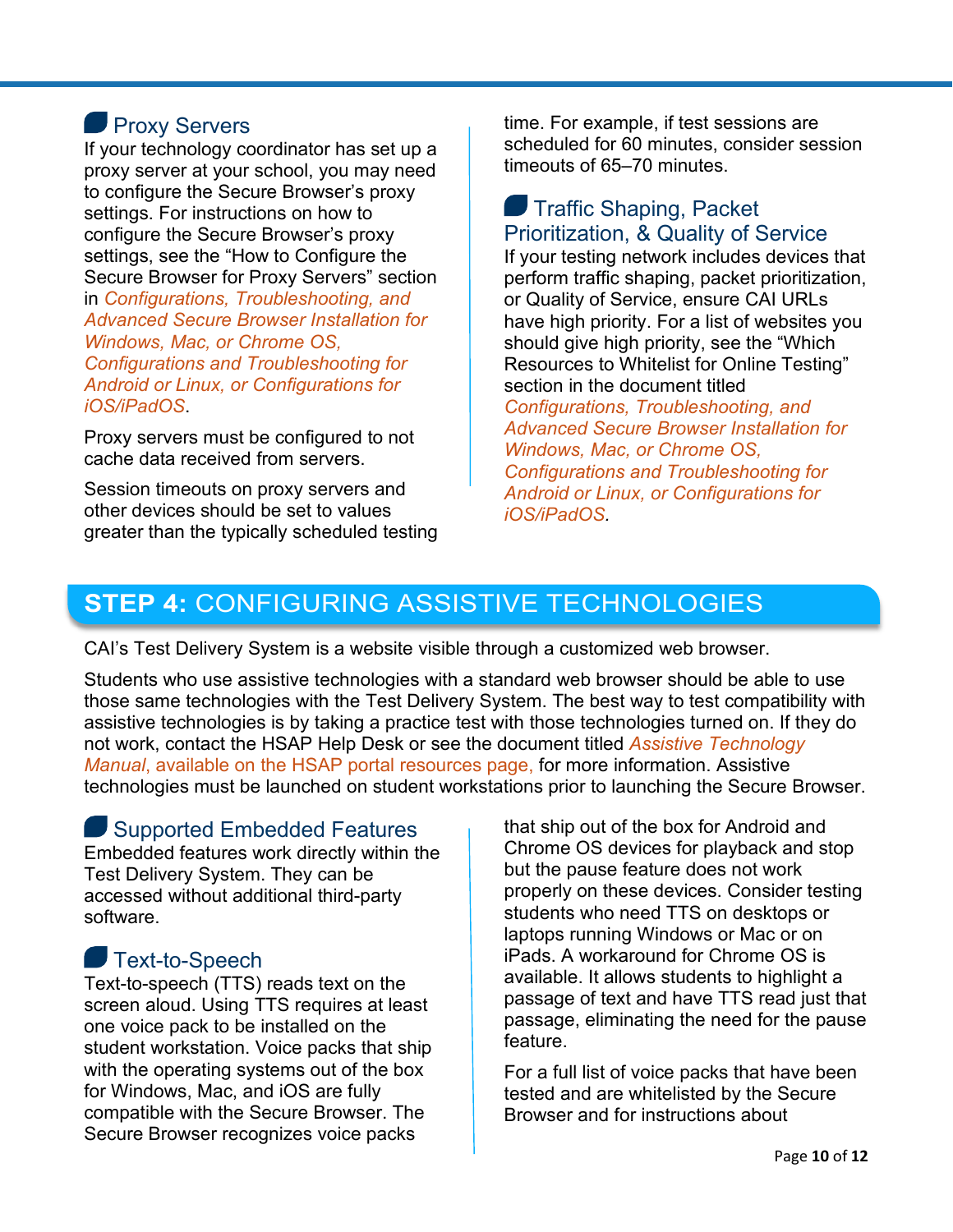### Proxy Servers

If your technology coordinator has set up a proxy server at your school, you may need to configure the Secure Browser's proxy settings. For instructions on how to configure the Secure Browser's proxy settings, see the "How to Configure the Secure Browser for Proxy Servers" section in *Configurations, Troubleshooting, and Advanced Secure Browser Installation for Windows, Mac, or Chrome OS, Configurations and Troubleshooting for Android or Linux, or Configurations for iOS/iPadOS*.

Proxy servers must be configured to not cache data received from servers.

Session timeouts on proxy servers and other devices should be set to values greater than the typically scheduled testing time. For example, if test sessions are scheduled for 60 minutes, consider session timeouts of 65–70 minutes.

### Traffic Shaping, Packet Prioritization, & Quality of Service

If your testing network includes devices that perform traffic shaping, packet prioritization, or Quality of Service, ensure CAI URLs have high priority. For a list of websites you should give high priority, see the "Which Resources to Whitelist for Online Testing" section in the document titled *Configurations, Troubleshooting, and Advanced Secure Browser Installation for Windows, Mac, or Chrome OS, Configurations and Troubleshooting for Android or Linux, or Configurations for iOS/iPadOS*.

## STEP 4: CONFIGURING ASSISTIVE TECHNOLOGIES

CAI's Test Delivery System is a website visible through a customized web browser.

Students who use assistive technologies with a standard web browser should be able to use those same technologies with the Test Delivery System. The best way to test compatibility with assistive technologies is by taking a practice test with those technologies turned on. If they do not work, contact the HSAP Help Desk or see the document titled *Assistive Technology Manual*, available on the HSAP portal resources page, for more information. Assistive technologies must be launched on student workstations prior to launching the Secure Browser.

### Supported Embedded Features

Embedded features work directly within the Test Delivery System. They can be accessed without additional third-party software.

### Text-to-Speech

Text-to-speech (TTS) reads text on the screen aloud. Using TTS requires at least one voice pack to be installed on the student workstation. Voice packs that ship with the operating systems out of the box for Windows, Mac, and iOS are fully compatible with the Secure Browser. The Secure Browser recognizes voice packs that ship out of the box for Android and Chrome OS devices for playback and stop but the pause feature does not work properly on these devices. Consider testing students who need TTS on desktops or laptops running Windows or Mac or on iPads. A workaround for Chrome OS is available. It allows students to highlight a passage of text and have TTS read just that passage, eliminating the need for the pause feature.

For a full list of voice packs that have been tested and are whitelisted by the Secure Browser and for instructions about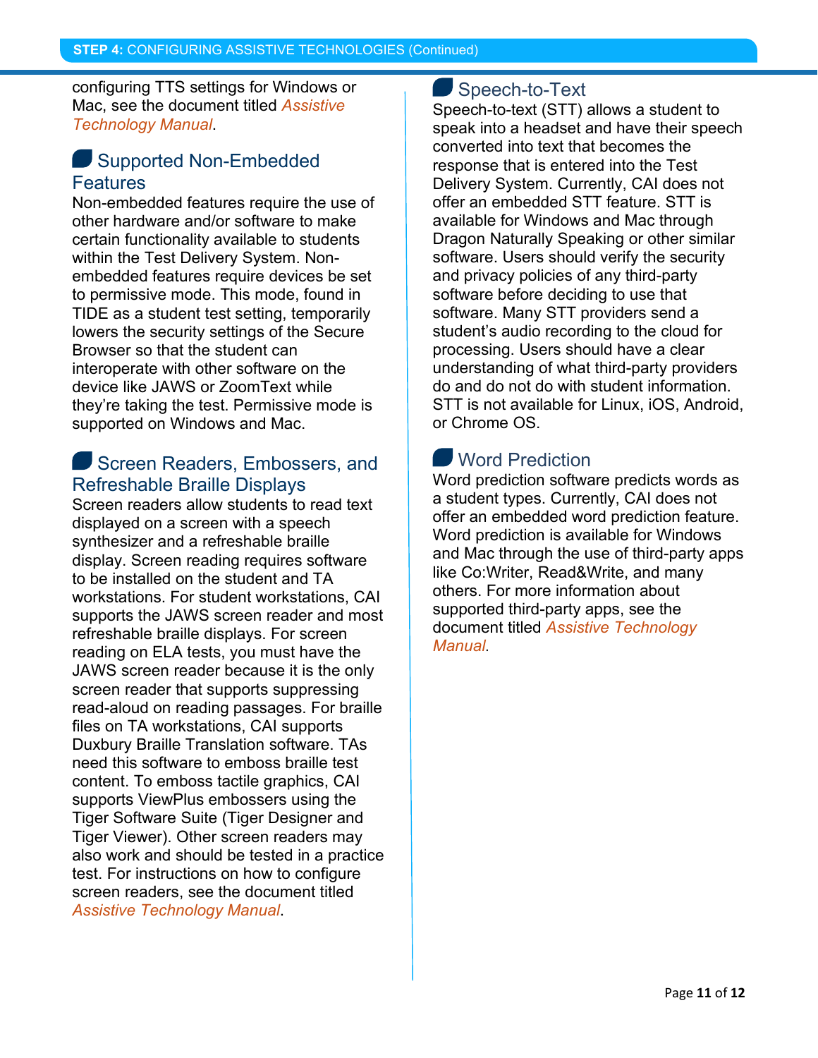configuring TTS settings for Windows or Mac, see the document titled *Assistive Technology Manual*.

## Supported Non-Embedded Features

Non-embedded features require the use of other hardware and/or software to make certain functionality available to students within the Test Delivery System. Non-embedded features require devices be set to permissive mode. This mode, found in TIDE as a student test setting, temporarily lowers the security settings of the Secure Browser so that the student can interoperate with other software on the device like JAWS or ZoomText while they're taking the test. Permissive mode is supported on Windows and Mac.

## Screen Readers, Embossers, and Refreshable Braille Displays

Screen readers allow students to read text displayed on a screen with a speech synthesizer and a refreshable braille display. Screen reading requires software to be installed on the student and TA workstations. For student workstations, CAI supports the JAWS screen reader and most refreshable braille displays. For screen reading on ELA tests, you must have the JAWS screen reader because it is the only screen reader that supports suppressing read-aloud on reading passages. For braille files on TA workstations, CAI supports Duxbury Braille Translation software. TAs need this software to emboss braille test content. To emboss tactile graphics, CAI supports ViewPlus embossers using the Tiger Software Suite (Tiger Designer and Tiger Viewer). Other screen readers may also work and should be tested in a practice test. For instructions on how to configure screen readers, see the document titled *Assistive Technology Manual*.

## Speech-to-Text

Speech-to-text (STT) allows a student to speak into a headset and have their speech converted into text that becomes the response that is entered into the Test Delivery System. Currently, CAI does not offer an embedded STT feature. STT is available for Windows and Mac through Dragon Naturally Speaking or other similar software. Users should verify the security and privacy policies of any third-party software before deciding to use that software. Many STT providers send a student's audio recording to the cloud for processing. Users should have a clear understanding of what third-party providers do and do not do with student information. STT is not available for Linux, iOS, Android, or Chrome OS.

## Word Prediction

Word prediction software predicts words as a student types. Currently, CAI does not offer an embedded word prediction feature. Word prediction is available for Windows and Mac through the use of third-party apps like Co:Writer, Read&Write, and many others. For more information about supported third-party apps, see the document titled *Assistive Technology Manual*.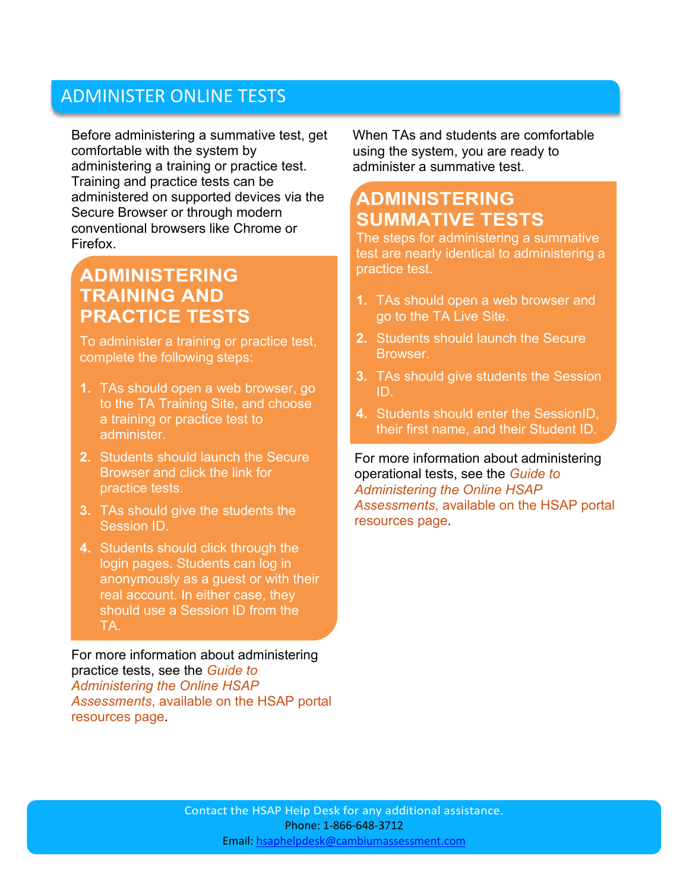## ADMINISTER ONLINE TESTS

Before administering a summative test, get comfortable with the system by administering a training or practice test. Training and practice tests can be administered on supported devices via the Secure Browser or through modern conventional browsers like Chrome or Firefox.

### ADMINISTERING TRAINING AND PRACTICE TESTS

To administer a training or practice test, complete the following steps:

1. TAs should open a web browser, go to the TA Training Site, and choose a training or practice test to administer.
2. Students should launch the Secure Browser and click the link for practice tests.
3. TAs should give the students the Session ID.
4. Students should click through the login pages. Students can log in anonymously as a guest or with their real account. In either case, they should use a Session ID from the TA.

For more information about administering practice tests, see the *Guide to Administering the Online HSAP Assessments*, available on the HSAP portal resources page.

When TAs and students are comfortable using the system, you are ready to administer a summative test.

### ADMINISTERING SUMMATIVE TESTS

The steps for administering a summative test are nearly identical to administering a practice test.

1. TAs should open a web browser and go to the TA Live Site.
2. Students should launch the Secure Browser.
3. TAs should give students the Session ID.
4. Students should enter the SessionID, their first name, and their Student ID.

For more information about administering operational tests, see the *Guide to Administering the Online HSAP Assessments*, available on the HSAP portal resources page.

Contact the HSAP Help Desk for any additional assistance.
Phone: 1-866-648-3712
Email: hsaphelpdesk@cambiumassessment.com